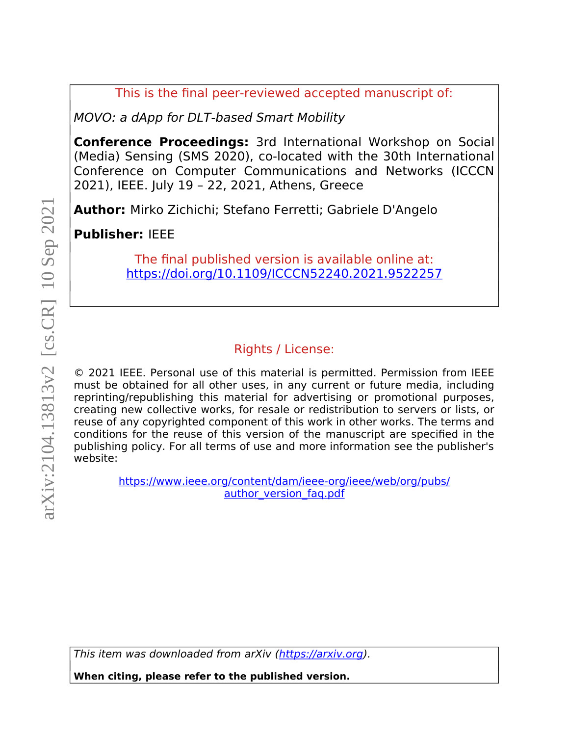This is the final peer-reviewed accepted manuscript of:

*MOVO: a dApp for DLT-based Smart Mobility*

**Conference Proceedings:** 3rd International Workshop on Social (Media) Sensing (SMS 2020), co-located with the 30th International Conference on Computer Communications and Networks (ICCCN 2021), IEEE. July 19 – 22, 2021, Athens, Greece

**Author:** Mirko Zichichi; Stefano Ferretti; Gabriele D'Angelo

**Publisher:** IEEE

The final published version is available online at:
https://doi.org/10.1109/ICCCN52240.2021.9522257

Rights / License:

© 2021 IEEE. Personal use of this material is permitted. Permission from IEEE must be obtained for all other uses, in any current or future media, including reprinting/republishing this material for advertising or promotional purposes, creating new collective works, for resale or redistribution to servers or lists, or reuse of any copyrighted component of this work in other works. The terms and conditions for the reuse of this version of the manuscript are specified in the publishing policy. For all terms of use and more information see the publisher's website:

https://www.ieee.org/content/dam/ieee-org/ieee/web/org/pubs/author_version_faq.pdf

*This item was downloaded from arXiv (https://arxiv.org).*

**When citing, please refer to the published version.**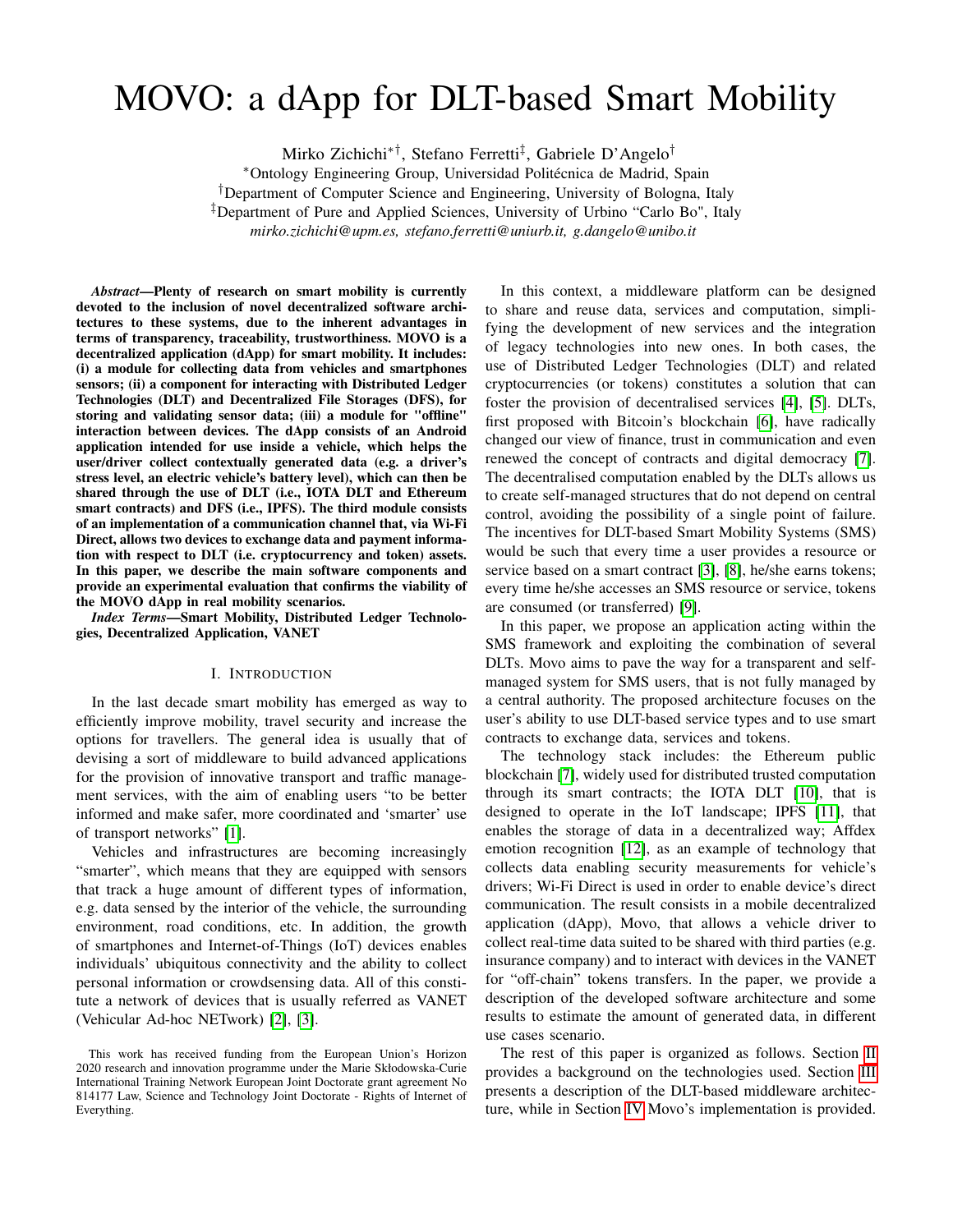# MOVO: a dApp for DLT-based Smart Mobility

Mirko Zichichi[*†], Stefano Ferretti[‡], Gabriele D'Angelo[†]

[*]Ontology Engineering Group, Universidad Politécnica de Madrid, Spain

[†]Department of Computer Science and Engineering, University of Bologna, Italy

[‡]Department of Pure and Applied Sciences, University of Urbino "Carlo Bo", Italy

*mirko.zichichi@upm.es, stefano.ferretti@uniurb.it, g.dangelo@unibo.it*

***Abstract*—Plenty of research on smart mobility is currently devoted to the inclusion of novel decentralized software architectures to these systems, due to the inherent advantages in terms of transparency, traceability, trustworthiness. MOVO is a decentralized application (dApp) for smart mobility. It includes: (i) a module for collecting data from vehicles and smartphones sensors; (ii) a component for interacting with Distributed Ledger Technologies (DLT) and Decentralized File Storages (DFS), for storing and validating sensor data; (iii) a module for "offline" interaction between devices. The dApp consists of an Android application intended for use inside a vehicle, which helps the user/driver collect contextually generated data (e.g. a driver's stress level, an electric vehicle's battery level), which can then be shared through the use of DLT (i.e., IOTA DLT and Ethereum smart contracts) and DFS (i.e., IPFS). The third module consists of an implementation of a communication channel that, via Wi-Fi Direct, allows two devices to exchange data and payment information with respect to DLT (i.e. cryptocurrency and token) assets. In this paper, we describe the main software components and provide an experimental evaluation that confirms the viability of the MOVO dApp in real mobility scenarios.**

***Index Terms*—Smart Mobility, Distributed Ledger Technologies, Decentralized Application, VANET**

## I. Introduction

In the last decade smart mobility has emerged as way to efficiently improve mobility, travel security and increase the options for travellers. The general idea is usually that of devising a sort of middleware to build advanced applications for the provision of innovative transport and traffic management services, with the aim of enabling users "to be better informed and make safer, more coordinated and 'smarter' use of transport networks" [1].

Vehicles and infrastructures are becoming increasingly "smarter", which means that they are equipped with sensors that track a huge amount of different types of information, e.g. data sensed by the interior of the vehicle, the surrounding environment, road conditions, etc. In addition, the growth of smartphones and Internet-of-Things (IoT) devices enables individuals' ubiquitous connectivity and the ability to collect personal information or crowdsensing data. All of this constitute a network of devices that is usually referred to as VANET (Vehicular Ad-hoc NETwork) [2], [3].

This work has received funding from the European Union's Horizon 2020 research and innovation programme under the Marie Skłodowska-Curie International Training Network European Joint Doctorate grant agreement No 814177 Law, Science and Technology Joint Doctorate - Rights of Internet of Everything.

In this context, a middleware platform can be designed to share and reuse data, services and computation, simplifying the development of new services and the integration of legacy technologies into new ones. In both cases, the use of Distributed Ledger Technologies (DLT) and related cryptocurrencies (or tokens) constitutes a solution that can foster the provision of decentralised services [4], [5]. DLTs, first proposed with Bitcoin's blockchain [6], have radically changed our view of finance, trust in communication and even renewed the concept of contracts and digital democracy [7]. The decentralised computation enabled by the DLTs allows us to create self-managed structures that do not depend on central control, avoiding the possibility of a single point of failure. The incentives for DLT-based Smart Mobility Systems (SMS) would be such that every time a user provides a resource or service based on a smart contract [3], [8], he/she earns tokens; every time he/she accesses an SMS resource or service, tokens are consumed (or transferred) [9].

In this paper, we propose an application acting within the SMS framework and exploiting the combination of several DLTs. Movo aims to pave the way for a transparent and self-managed system for SMS users, that is not fully managed by a central authority. The proposed architecture focuses on the user's ability to use DLT-based service types and to use smart contracts to exchange data, services and tokens.

The technology stack includes: the Ethereum public blockchain [7], widely used for distributed trusted computation through its smart contracts; the IOTA DLT [10], that is designed to operate in the IoT landscape; IPFS [11], that enables the storage of data in a decentralized way; Affdex emotion recognition [12], as an example of technology that collects data enabling security measurements for vehicle's drivers; Wi-Fi Direct is used in order to enable device's direct communication. The result consists in a mobile decentralized application (dApp), Movo, that allows a vehicle driver to collect real-time data suited to be shared with third parties (e.g. insurance company) and to interact with devices in the VANET for "off-chain" tokens transfers. In the paper, we provide a description of the developed software architecture and some results to estimate the amount of generated data, in different use cases scenario.

The rest of this paper is organized as follows. Section II provides a background on the technologies used. Section III presents a description of the DLT-based middleware architecture, while in Section IV Movo's implementation is provided.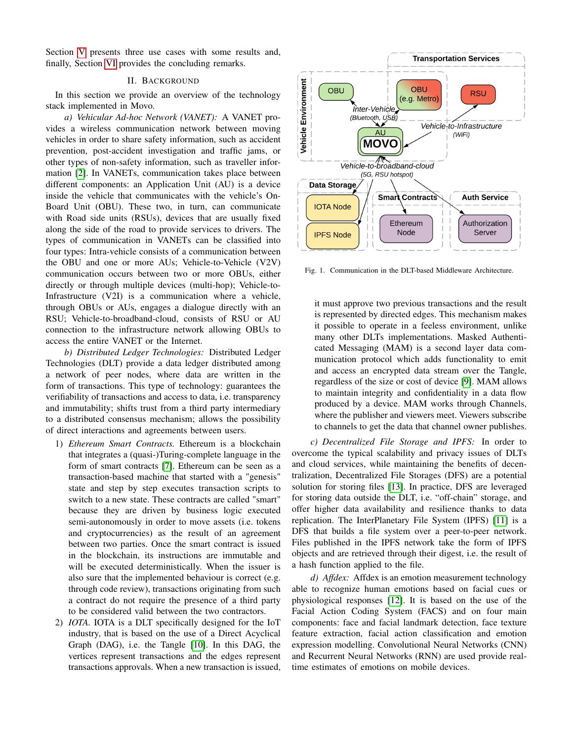Section V presents three use cases with some results and, finally, Section VI provides the concluding remarks.

## II. Background

In this section we provide an overview of the technology stack implemented in Movo.

*a) Vehicular Ad-hoc Network (VANET):* A VANET provides a wireless communication network between moving vehicles in order to share safety information, such as accident prevention, post-accident investigation and traffic jams, or other types of non-safety information, such as traveller information [2]. In VANETs, communication takes place between different components: an Application Unit (AU) is a device inside the vehicle that communicates with the vehicle's On-Board Unit (OBU). These two, in turn, can communicate with Road side units (RSUs), devices that are usually fixed along the side of the road to provide services to drivers. The types of communication in VANETs can be classified into four types: Intra-vehicle consists of a communication between the OBU and one or more AUs; Vehicle-to-Vehicle (V2V) communication occurs between two or more OBUs, either directly or through multiple devices (multi-hop); Vehicle-to-Infrastructure (V2I) is a communication where a vehicle, through OBUs or AUs, engages a dialogue directly with an RSU; Vehicle-to-broadband-cloud, consists of RSU or AU connection to the infrastructure network allowing OBUs to access the entire VANET or the Internet.

*b) Distributed Ledger Technologies:* Distributed Ledger Technologies (DLT) provide a data ledger distributed among a network of peer nodes, where data are written in the form of transactions. This type of technology: guarantees the verifiability of transactions and access to data, i.e. transparency and immutability; shifts trust from a third party intermediary to a distributed consensus mechanism; allows the possibility of direct interactions and agreements between users.

1) *Ethereum Smart Contracts.* Ethereum is a blockchain that integrates a (quasi-)Turing-complete language in the form of smart contracts [7]. Ethereum can be seen as a transaction-based machine that started with a "genesis" state and step by step executes transaction scripts to switch to a new state. These contracts are called "smart" because they are driven by business logic executed semi-autonomously in order to move assets (i.e. tokens and cryptocurrencies) as the result of an agreement between two parties. Once the smart contract is issued in the blockchain, its instructions are immutable and will be executed deterministically. When the issuer is also sure that the implemented behaviour is correct (e.g. through code review), transactions originating from such a contract do not require the presence of a third party to be considered valid between the two contractors.
2) *IOTA.* IOTA is a DLT specifically designed for the IoT industry, that is based on the use of a Direct Acyclical Graph (DAG), i.e. the Tangle [10]. In this DAG, the vertices represent transactions and the edges represent transactions approvals. When a new transaction is issued, it must approve two previous transactions and the result is represented by directed edges. This mechanism makes it possible to operate in a feeless environment, unlike many other DLTs implementations. Masked Authenticated Messaging (MAM) is a second layer data communication protocol which adds functionality to emit and access an encrypted data stream over the Tangle, regardless of the size or cost of device [9]. MAM allows to maintain integrity and confidentiality in a data flow produced by a device. MAM works through Channels, where the publisher and viewers meet. Viewers subscribe to channels to get the data that channel owner publishes.

Fig. 1. Communication in the DLT-based Middleware Architecture.

*c) Decentralized File Storage and IPFS:* In order to overcome the typical scalability and privacy issues of DLTs and cloud services, while maintaining the benefits of decentralization, Decentralized File Storages (DFS) are a potential solution for storing files [13]. In practice, DFS are leveraged for storing data outside the DLT, i.e. "off-chain" storage, and offer higher data availability and resilience thanks to data replication. The InterPlanetary File System (IPFS) [11] is a DFS that builds a file system over a peer-to-peer network. Files published in the IPFS network take the form of IPFS objects and are retrieved through their digest, i.e. the result of a hash function applied to the file.

*d) Affdex:* Affdex is an emotion measurement technology able to recognize human emotions based on facial cues or physiological responses [12]. It is based on the use of the Facial Action Coding System (FACS) and on four main components: face and facial landmark detection, face texture feature extraction, facial action classification and emotion expression modelling. Convolutional Neural Networks (CNN) and Recurrent Neural Networks (RNN) are used provide real-time estimates of emotions on mobile devices.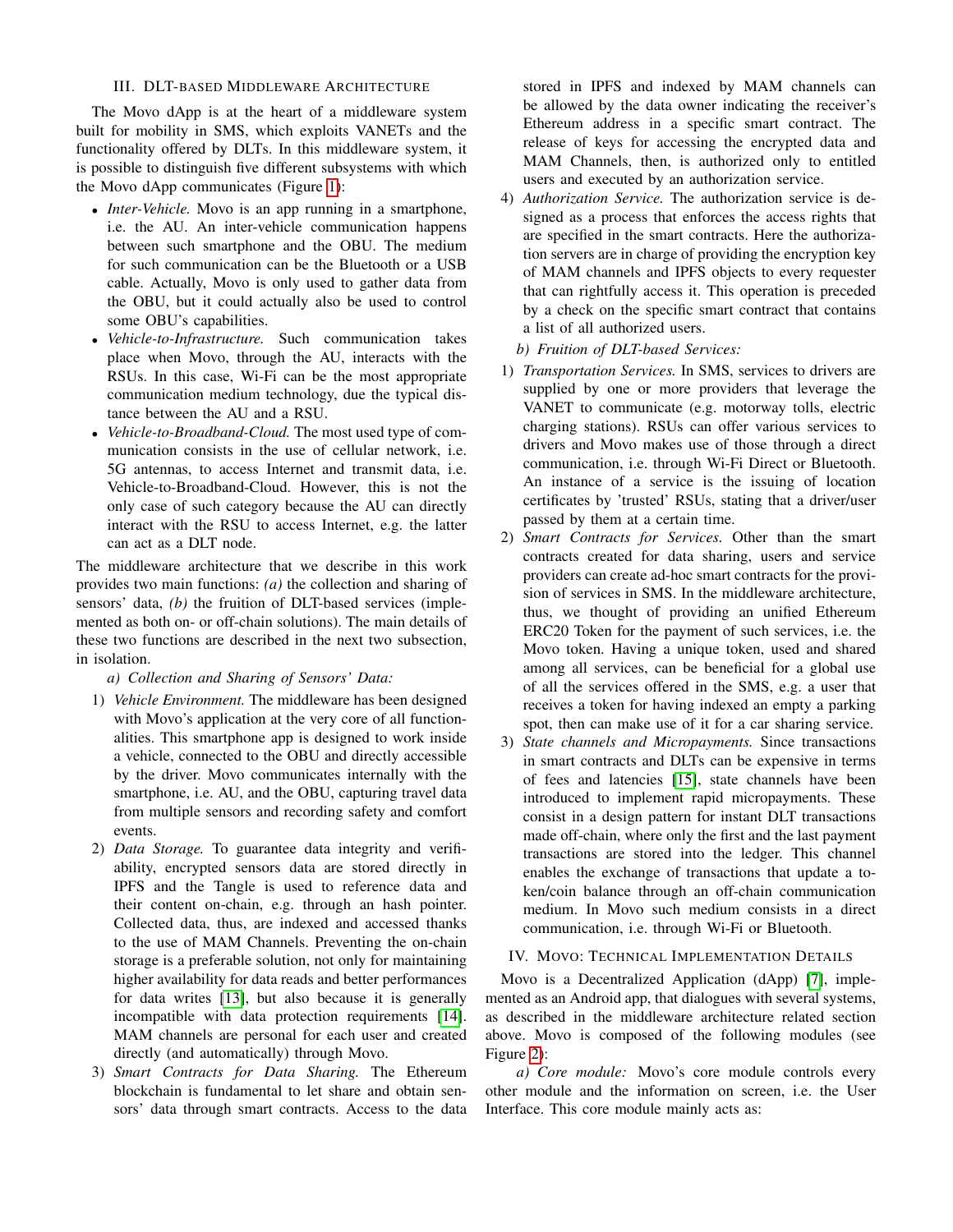## III. DLT-based Middleware Architecture

The Movo dApp is at the heart of a middleware system built for mobility in SMS, which exploits VANETs and the functionality offered by DLTs. In this middleware system, it is possible to distinguish five different subsystems with which the Movo dApp communicates (Figure 1):

- *Inter-Vehicle.* Movo is an app running in a smartphone, i.e. the AU. An inter-vehicle communication happens between such smartphone and the OBU. The medium for such communication can be the Bluetooth or a USB cable. Actually, Movo is only used to gather data from the OBU, but it could actually also be used to control some OBU's capabilities.
- *Vehicle-to-Infrastructure.* Such communication takes place when Movo, through the AU, interacts with the RSUs. In this case, Wi-Fi can be the most appropriate communication medium technology, due the typical distance between the AU and a RSU.
- *Vehicle-to-Broadband-Cloud.* The most used type of communication consists in the use of cellular network, i.e. 5G antennas, to access Internet and transmit data, i.e. Vehicle-to-Broadband-Cloud. However, this is not the only case of such category because the AU can directly interact with the RSU to access Internet, e.g. the latter can act as a DLT node.

The middleware architecture that we describe in this work provides two main functions: *(a)* the collection and sharing of sensors' data, *(b)* the fruition of DLT-based services (implemented as both on- or off-chain solutions). The main details of these two functions are described in the next two subsection, in isolation.

*a) Collection and Sharing of Sensors' Data:*

1) *Vehicle Environment.* The middleware has been designed with Movo's application at the very core of all functionalities. This smartphone app is designed to work inside a vehicle, connected to the OBU and directly accessible by the driver. Movo communicates internally with the smartphone, i.e. AU, and the OBU, capturing travel data from multiple sensors and recording safety and comfort events.
2) *Data Storage.* To guarantee data integrity and verifiability, encrypted sensors data are stored directly in IPFS and the Tangle is used to reference data and their content on-chain, e.g. through an hash pointer. Collected data, thus, are indexed and accessed thanks to the use of MAM Channels. Preventing the on-chain storage is a preferable solution, not only for maintaining higher availability for data reads and better performances for data writes [13], but also because it is generally incompatible with data protection requirements [14]. MAM channels are personal for each user and created directly (and automatically) through Movo.
3) *Smart Contracts for Data Sharing.* The Ethereum blockchain is fundamental to let share and obtain sensors' data through smart contracts. Access to the data stored in IPFS and indexed by MAM channels can be allowed by the data owner indicating the receiver's Ethereum address in a specific smart contract. The release of keys for accessing the encrypted data and MAM Channels, then, is authorized only to entitled users and executed by an authorization service.
4) *Authorization Service.* The authorization service is designed as a process that enforces the access rights that are specified in the smart contracts. Here the authorization servers are in charge of providing the encryption key of MAM channels and IPFS objects to every requester that can rightfully access it. This operation is preceded by a check on the specific smart contract that contains a list of all authorized users.

*b) Fruition of DLT-based Services:*

1) *Transportation Services.* In SMS, services to drivers are supplied by one or more providers that leverage the VANET to communicate (e.g. motorway tolls, electric charging stations). RSUs can offer various services to drivers and Movo makes use of those through a direct communication, i.e. through Wi-Fi Direct or Bluetooth. An instance of a service is the issuing of location certificates by 'trusted' RSUs, stating that a driver/user passed by them at a certain time.
2) *Smart Contracts for Services.* Other than the smart contracts created for data sharing, users and service providers can create ad-hoc smart contracts for the provision of services in SMS. In the middleware architecture, thus, we thought of providing an unified Ethereum ERC20 Token for the payment of such services, i.e. the Movo token. Having a unique token, used and shared among all services, can be beneficial for a global use of all the services offered in the SMS, e.g. a user that receives a token for having indexed an empty a parking spot, then can make use of it for a car sharing service.
3) *State channels and Micropayments.* Since transactions in smart contracts and DLTs can be expensive in terms of fees and latencies [15], state channels have been introduced to implement rapid micropayments. These consist in a design pattern for instant DLT transactions made off-chain, where only the first and the last payment transactions are stored into the ledger. This channel enables the exchange of transactions that update a token/coin balance through an off-chain communication medium. In Movo such medium consists in a direct communication, i.e. through Wi-Fi or Bluetooth.

## IV. Movo: Technical Implementation Details

Movo is a Decentralized Application (dApp) [7], implemented as an Android app, that dialogues with several systems, as described in the middleware architecture related section above. Movo is composed of the following modules (see Figure 2):

*a) Core module:* Movo's core module controls every other module and the information on screen, i.e. the User Interface. This core module mainly acts as: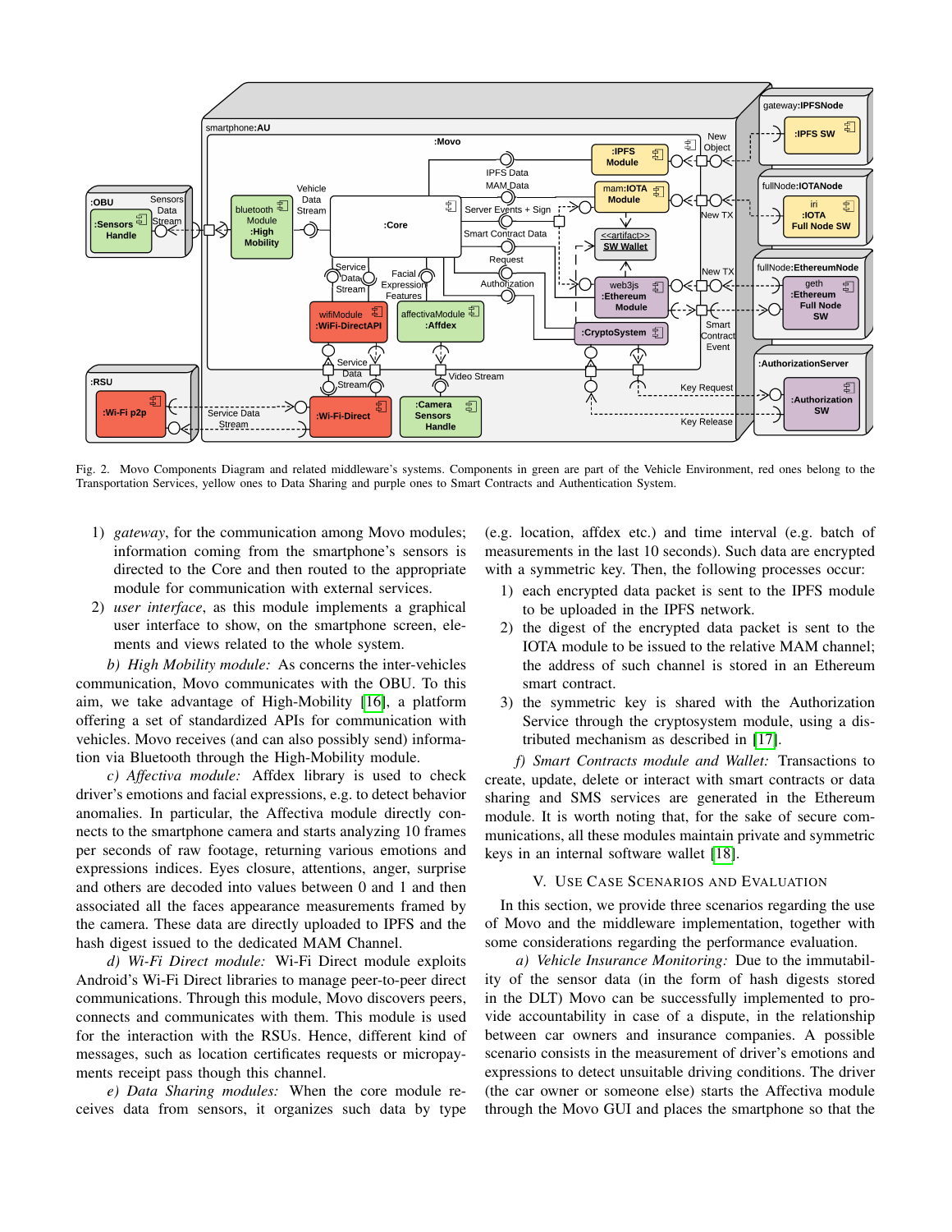Fig. 2. Movo Components Diagram and related middleware's systems. Components in green are part of the Vehicle Environment, red ones belong to the Transportation Services, yellow ones to Data Sharing and purple ones to Smart Contracts and Authentication System.

1) *gateway*, for the communication among Movo modules; information coming from the smartphone's sensors is directed to the Core and then routed to the appropriate module for communication with external services.
2) *user interface*, as this module implements a graphical user interface to show, on the smartphone screen, elements and views related to the whole system.

*b) High Mobility module:* As concerns the inter-vehicles communication, Movo communicates with the OBU. To this aim, we take advantage of High-Mobility [16], a platform offering a set of standardized APIs for communication with vehicles. Movo receives (and can also possibly send) information via Bluetooth through the High-Mobility module.

*c) Affectiva module:* Affdex library is used to check driver's emotions and facial expressions, e.g. to detect behavior anomalies. In particular, the Affectiva module directly connects to the smartphone camera and starts analyzing 10 frames per seconds of raw footage, returning various emotions and expressions indices. Eyes closure, attentions, anger, surprise and others are decoded into values between 0 and 1 and then associated all the faces appearance measurements framed by the camera. These data are directly uploaded to IPFS and the hash digest issued to the dedicated MAM Channel.

*d) Wi-Fi Direct module:* Wi-Fi Direct module exploits Android's Wi-Fi Direct libraries to manage peer-to-peer direct communications. Through this module, Movo discovers peers, connects and communicates with them. This module is used for the interaction with the RSUs. Hence, different kind of messages, such as location certificates requests or micropayments receipt pass though this channel.

*e) Data Sharing modules:* When the core module receives data from sensors, it organizes such data by type (e.g. location, affdex etc.) and time interval (e.g. batch of measurements in the last 10 seconds). Such data are encrypted with a symmetric key. Then, the following processes occur:

1) each encrypted data packet is sent to the IPFS module to be uploaded in the IPFS network.
2) the digest of the encrypted data packet is sent to the IOTA module to be issued to the relative MAM channel; the address of such channel is stored in an Ethereum smart contract.
3) the symmetric key is shared with the Authorization Service through the cryptosystem module, using a distributed mechanism as described in [17].

*f) Smart Contracts module and Wallet:* Transactions to create, update, delete or interact with smart contracts or data sharing and SMS services are generated in the Ethereum module. It is worth noting that, for the sake of secure communications, all these modules maintain private and symmetric keys in an internal software wallet [18].

## V. Use Case Scenarios and Evaluation

In this section, we provide three scenarios regarding the use of Movo and the middleware implementation, together with some considerations regarding the performance evaluation.

*a) Vehicle Insurance Monitoring:* Due to the immutability of the sensor data (in the form of hash digests stored in the DLT) Movo can be successfully implemented to provide accountability in case of a dispute, in the relationship between car owners and insurance companies. A possible scenario consists in the measurement of driver's emotions and expressions to detect unsuitable driving conditions. The driver (the car owner or someone else) starts the Affectiva module through the Movo GUI and places the smartphone so that the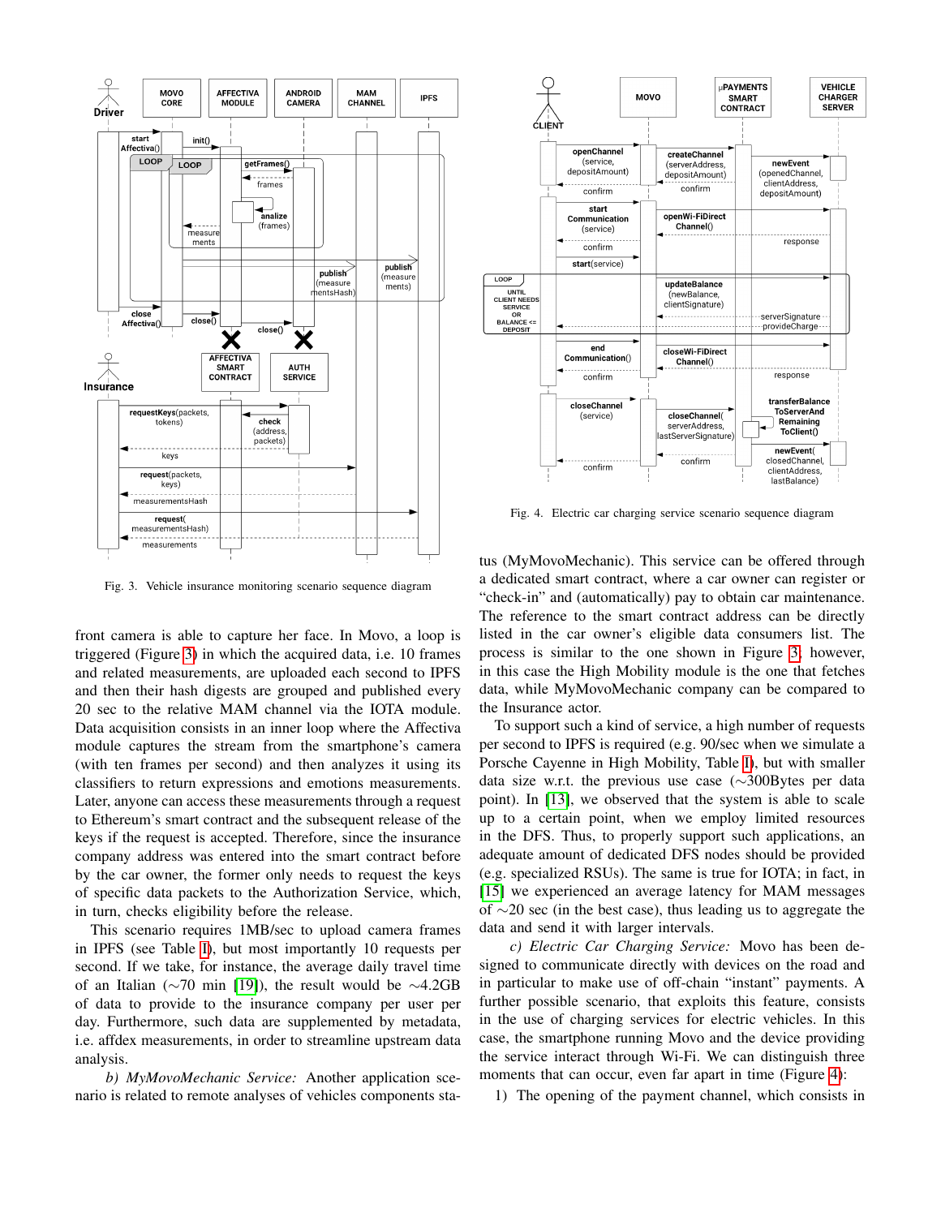Fig. 3. Vehicle insurance monitoring scenario sequence diagram

Fig. 4. Electric car charging service scenario sequence diagram

front camera is able to capture her face. In Movo, a loop is triggered (Figure 3) in which the acquired data, i.e. 10 frames and related measurements, are uploaded each second to IPFS and then their hash digests are grouped and published every 20 sec to the relative MAM channel via the IOTA module. Data acquisition consists in an inner loop where the Affectiva module captures the stream from the smartphone's camera (with ten frames per second) and then analyzes it using its classifiers to return expressions and emotions measurements. Later, anyone can access these measurements through a request to Ethereum's smart contract and the subsequent release of the keys if the request is accepted. Therefore, since the insurance company address was entered into the smart contract before by the car owner, the former only needs to request the keys of specific data packets to the Authorization Service, which, in turn, checks eligibility before the release.

This scenario requires 1MB/sec to upload camera frames in IPFS (see Table I), but most importantly 10 requests per second. If we take, for instance, the average daily travel time of an Italian (∼70 min [19]), the result would be ∼4.2GB of data to provide to the insurance company per user per day. Furthermore, such data are supplemented by metadata, i.e. affdex measurements, in order to streamline upstream data analysis.

*b) MyMovoMechanic Service:* Another application scenario is related to remote analyses of vehicles components status (MyMovoMechanic). This service can be offered through a dedicated smart contract, where a car owner can register or "check-in" and (automatically) pay to obtain car maintenance. The reference to the smart contract address can be directly listed in the car owner's eligible data consumers list. The process is similar to the one shown in Figure 3, however, in this case the High Mobility module is the one that fetches data, while MyMovoMechanic company can be compared to the Insurance actor.

To support such a kind of service, a high number of requests per second to IPFS is required (e.g. 90/sec when we simulate a Porsche Cayenne in High Mobility, Table I), but with smaller data size w.r.t. the previous use case (∼300Bytes per data point). In [13], we observed that the system is able to scale up to a certain point, when we employ limited resources in the DFS. Thus, to properly support such applications, an adequate amount of dedicated DFS nodes should be provided (e.g. specialized RSUs). The same is true for IOTA; in fact, in [15] we experienced an average latency for MAM messages of ∼20 sec (in the best case), thus leading us to aggregate the data and send it with larger intervals.

*c) Electric Car Charging Service:* Movo has been designed to communicate directly with devices on the road and in particular to make use of off-chain "instant" payments. A further possible scenario, that exploits this feature, consists in the use of charging services for electric vehicles. In this case, the smartphone running Movo and the device providing the service interact through Wi-Fi. We can distinguish three moments that can occur, even far apart in time (Figure 4):

1) The opening of the payment channel, which consists in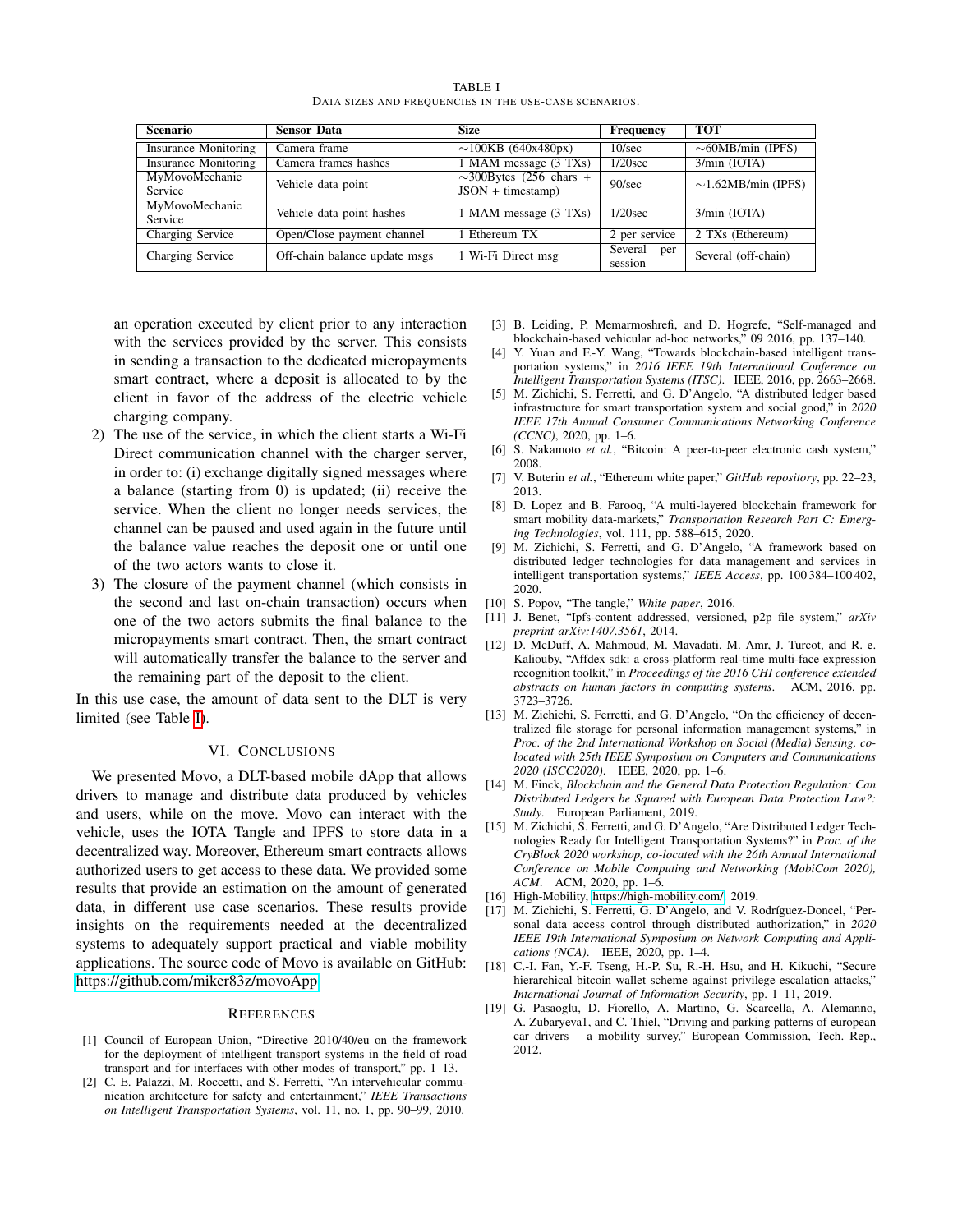TABLE I
DATA SIZES AND FREQUENCIES IN THE USE-CASE SCENARIOS.

| Scenario | Sensor Data | Size | Frequency | TOT |
|---|---|---|---|---|
| Insurance Monitoring | Camera frame | ~100KB (640x480px) | 10/sec | ~60MB/min (IPFS) |
| Insurance Monitoring | Camera frames hashes | 1 MAM message (3 TXs) | 1/20sec | 3/min (IOTA) |
| MyMovoMechanic Service | Vehicle data point | ~300Bytes (256 chars + JSON + timestamp) | 90/sec | ~1.62MB/min (IPFS) |
| MyMovoMechanic Service | Vehicle data point hashes | 1 MAM message (3 TXs) | 1/20sec | 3/min (IOTA) |
| Charging Service | Open/Close payment channel | 1 Ethereum TX | 2 per service | 2 TXs (Ethereum) |
| Charging Service | Off-chain balance update msgs | 1 Wi-Fi Direct msg | Several per session | Several (off-chain) |

an operation executed by client prior to any interaction with the services provided by the server. This consists in sending a transaction to the dedicated micropayments smart contract, where a deposit is allocated to by the client in favor of the address of the electric vehicle charging company.

2) The use of the service, in which the client starts a Wi-Fi Direct communication channel with the charger server, in order to: (i) exchange digitally signed messages where a balance (starting from 0) is updated; (ii) receive the service. When the client no longer needs services, the channel can be paused and used again in the future until the balance value reaches the deposit one or until one of the two actors wants to close it.
3) The closure of the payment channel (which consists in the second and last on-chain transaction) occurs when one of the two actors submits the final balance to the micropayments smart contract. Then, the smart contract will automatically transfer the balance to the server and the remaining part of the deposit to the client.

In this use case, the amount of data sent to the DLT is very limited (see Table I).

## VI. Conclusions

We presented Movo, a DLT-based mobile dApp that allows drivers to manage and distribute data produced by vehicles and users, while on the move. Movo can interact with the vehicle, uses the IOTA Tangle and IPFS to store data in a decentralized way. Moreover, Ethereum smart contracts allows authorized users to get access to these data. We provided some results that provide an estimation on the amount of generated data, in different use case scenarios. These results provide insights on the requirements needed at the decentralized systems to adequately support practical and viable mobility applications. The source code of Movo is available on GitHub: https://github.com/miker83z/movoApp

## References

[1] Council of European Union, "Directive 2010/40/eu on the framework for the deployment of intelligent transport systems in the field of road transport and for interfaces with other modes of transport," pp. 1–13.

[2] C. E. Palazzi, M. Roccetti, and S. Ferretti, "An intervehicular communication architecture for safety and entertainment," *IEEE Transactions on Intelligent Transportation Systems*, vol. 11, no. 1, pp. 90–99, 2010.

[3] B. Leiding, P. Memarmoshrefi, and D. Hogrefe, "Self-managed and blockchain-based vehicular ad-hoc networks," 09 2016, pp. 137–140.

[4] Y. Yuan and F.-Y. Wang, "Towards blockchain-based intelligent transportation systems," in *2016 IEEE 19th International Conference on Intelligent Transportation Systems (ITSC)*. IEEE, 2016, pp. 2663–2668.

[5] M. Zichichi, S. Ferretti, and G. D'Angelo, "A distributed ledger based infrastructure for smart transportation system and social good," in *2020 IEEE 17th Annual Consumer Communications Networking Conference (CCNC)*, 2020, pp. 1–6.

[6] S. Nakamoto *et al.*, "Bitcoin: A peer-to-peer electronic cash system," 2008.

[7] V. Buterin *et al.*, "Ethereum white paper," *GitHub repository*, pp. 22–23, 2013.

[8] D. Lopez and B. Farooq, "A multi-layered blockchain framework for smart mobility data-markets," *Transportation Research Part C: Emerging Technologies*, vol. 111, pp. 588–615, 2020.

[9] M. Zichichi, S. Ferretti, and G. D'Angelo, "A framework based on distributed ledger technologies for data management and services in intelligent transportation systems," *IEEE Access*, pp. 100 384–100 402, 2020.

[10] S. Popov, "The tangle," *White paper*, 2016.

[11] J. Benet, "Ipfs-content addressed, versioned, p2p file system," *arXiv preprint arXiv:1407.3561*, 2014.

[12] D. McDuff, A. Mahmoud, M. Mavadati, M. Amr, J. Turcot, and R. e. Kaliouby, "Affdex sdk: a cross-platform real-time multi-face expression recognition toolkit," in *Proceedings of the 2016 CHI conference extended abstracts on human factors in computing systems*. ACM, 2016, pp. 3723–3726.

[13] M. Zichichi, S. Ferretti, and G. D'Angelo, "On the efficiency of decentralized file storage for personal information management systems," in *Proc. of the 2nd International Workshop on Social (Media) Sensing, co-located with 25th IEEE Symposium on Computers and Communications 2020 (ISCC2020)*. IEEE, 2020, pp. 1–6.

[14] M. Finck, *Blockchain and the General Data Protection Regulation: Can Distributed Ledgers be Squared with European Data Protection Law?: Study*. European Parliament, 2019.

[15] M. Zichichi, S. Ferretti, and G. D'Angelo, "Are Distributed Ledger Technologies Ready for Intelligent Transportation Systems?" in *Proc. of the CryBlock 2020 workshop, co-located with the 26th Annual International Conference on Mobile Computing and Networking (MobiCom 2020), ACM*. ACM, 2020, pp. 1–6.

[16] High-Mobility, https://high-mobility.com/, 2019.

[17] M. Zichichi, S. Ferretti, G. D'Angelo, and V. Rodríguez-Doncel, "Personal data access control through distributed authorization," in *2020 IEEE 19th International Symposium on Network Computing and Applications (NCA)*. IEEE, 2020, pp. 1–4.

[18] C.-I. Fan, Y.-F. Tseng, H.-P. Su, R.-H. Hsu, and H. Kikuchi, "Secure hierarchical bitcoin wallet scheme against privilege escalation attacks," *International Journal of Information Security*, pp. 1–11, 2019.

[19] G. Pasaoglu, D. Fiorello, A. Martino, G. Scarcella, A. Alemanno, A. Zubaryeva1, and C. Thiel, "Driving and parking patterns of european car drivers – a mobility survey," European Commission, Tech. Rep., 2012.